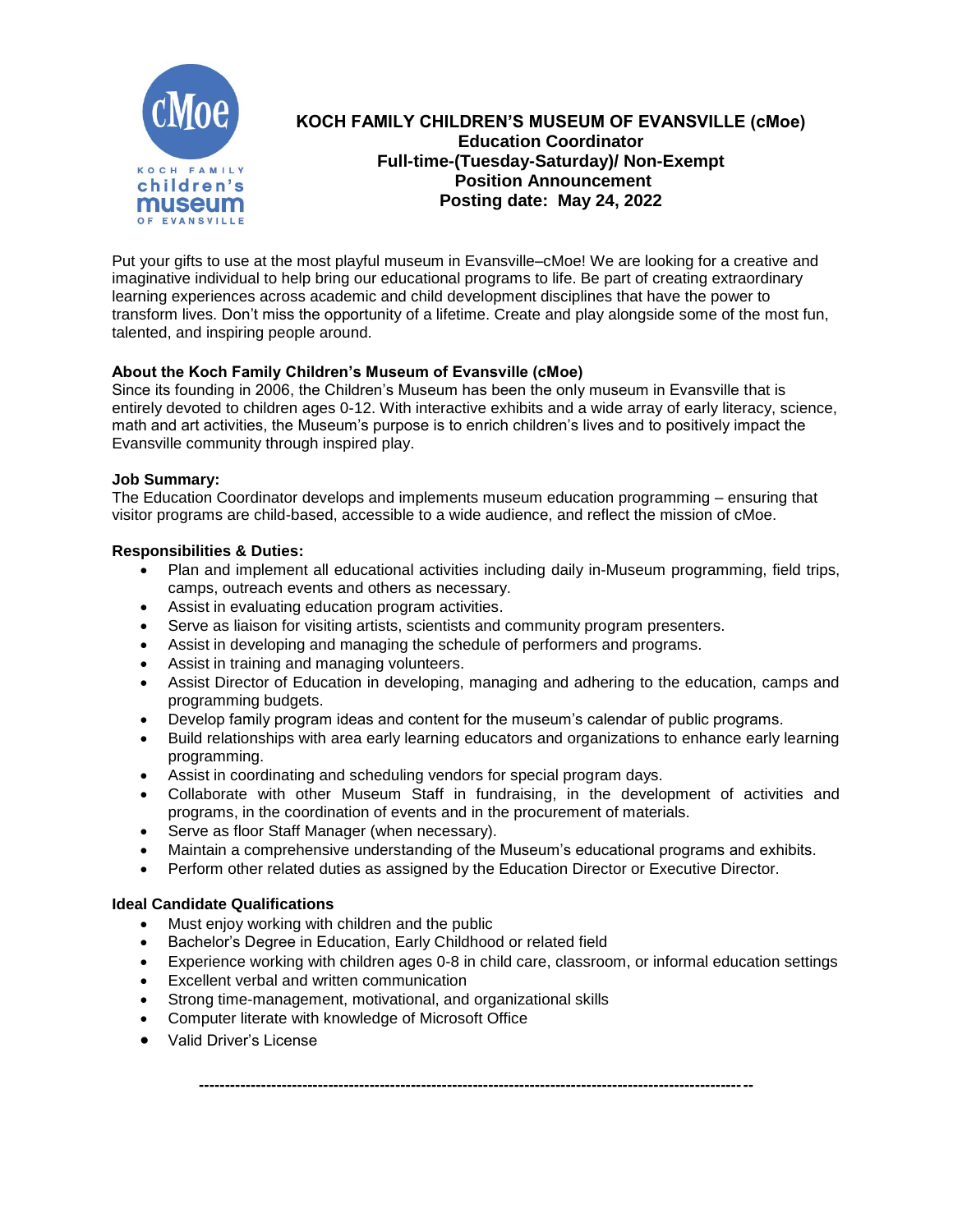# KOCH FAMILY CHILDREN'S MUSEUM OF EVANSVILLE (cMoe)

**Education Coordinator**
**Full-time-(Tuesday-Saturday)/ Non-Exempt**
**Position Announcement**
**Posting date: May 24, 2022**

Put your gifts to use at the most playful museum in Evansville–cMoe! We are looking for a creative and imaginative individual to help bring our educational programs to life. Be part of creating extraordinary learning experiences across academic and child development disciplines that have the power to transform lives. Don't miss the opportunity of a lifetime. Create and play alongside some of the most fun, talented, and inspiring people around.

**About the Koch Family Children's Museum of Evansville (cMoe)**

Since its founding in 2006, the Children's Museum has been the only museum in Evansville that is entirely devoted to children ages 0-12. With interactive exhibits and a wide array of early literacy, science, math and art activities, the Museum's purpose is to enrich children's lives and to positively impact the Evansville community through inspired play.

**Job Summary:**

The Education Coordinator develops and implements museum education programming – ensuring that visitor programs are child-based, accessible to a wide audience, and reflect the mission of cMoe.

**Responsibilities & Duties:**

- Plan and implement all educational activities including daily in-Museum programming, field trips, camps, outreach events and others as necessary.
- Assist in evaluating education program activities.
- Serve as liaison for visiting artists, scientists and community program presenters.
- Assist in developing and managing the schedule of performers and programs.
- Assist in training and managing volunteers.
- Assist Director of Education in developing, managing and adhering to the education, camps and programming budgets.
- Develop family program ideas and content for the museum's calendar of public programs.
- Build relationships with area early learning educators and organizations to enhance early learning programming.
- Assist in coordinating and scheduling vendors for special program days.
- Collaborate with other Museum Staff in fundraising, in the development of activities and programs, in the coordination of events and in the procurement of materials.
- Serve as floor Staff Manager (when necessary).
- Maintain a comprehensive understanding of the Museum's educational programs and exhibits.
- Perform other related duties as assigned by the Education Director or Executive Director.

**Ideal Candidate Qualifications**

- Must enjoy working with children and the public
- Bachelor's Degree in Education, Early Childhood or related field
- Experience working with children ages 0-8 in child care, classroom, or informal education settings
- Excellent verbal and written communication
- Strong time-management, motivational, and organizational skills
- Computer literate with knowledge of Microsoft Office
- Valid Driver's License

---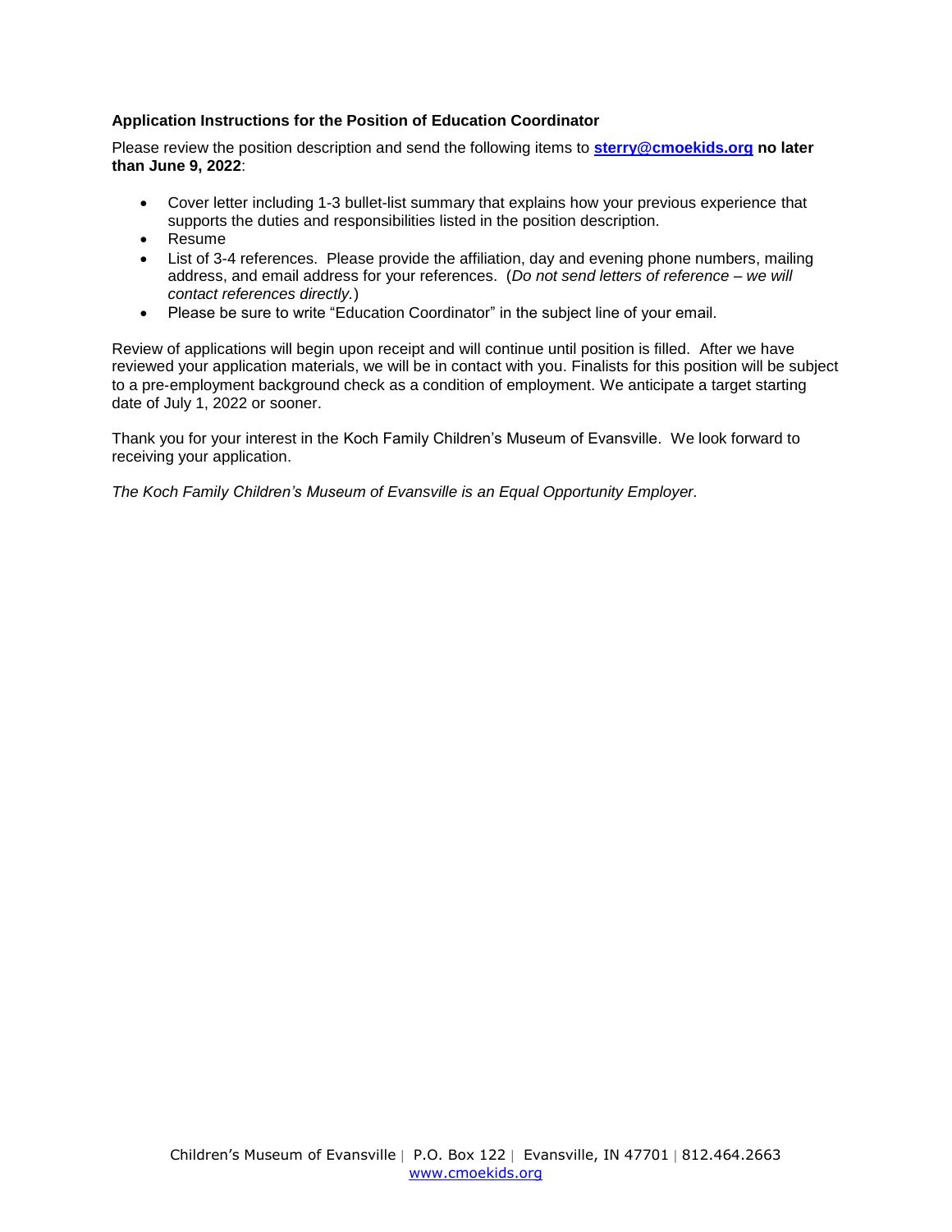**Application Instructions for the Position of Education Coordinator**

Please review the position description and send the following items to **sterry@cmoekids.org** **no later than June 9, 2022**:

- Cover letter including 1-3 bullet-list summary that explains how your previous experience that supports the duties and responsibilities listed in the position description.
- Resume
- List of 3-4 references. Please provide the affiliation, day and evening phone numbers, mailing address, and email address for your references. (*Do not send letters of reference – we will contact references directly.*)
- Please be sure to write "Education Coordinator" in the subject line of your email.

Review of applications will begin upon receipt and will continue until position is filled. After we have reviewed your application materials, we will be in contact with you. Finalists for this position will be subject to a pre-employment background check as a condition of employment. We anticipate a target starting date of July 1, 2022 or sooner.

Thank you for your interest in the Koch Family Children's Museum of Evansville. We look forward to receiving your application.

*The Koch Family Children's Museum of Evansville is an Equal Opportunity Employer.*

Children's Museum of Evansville | P.O. Box 122 | Evansville, IN 47701 | 812.464.2663
www.cmoekids.org